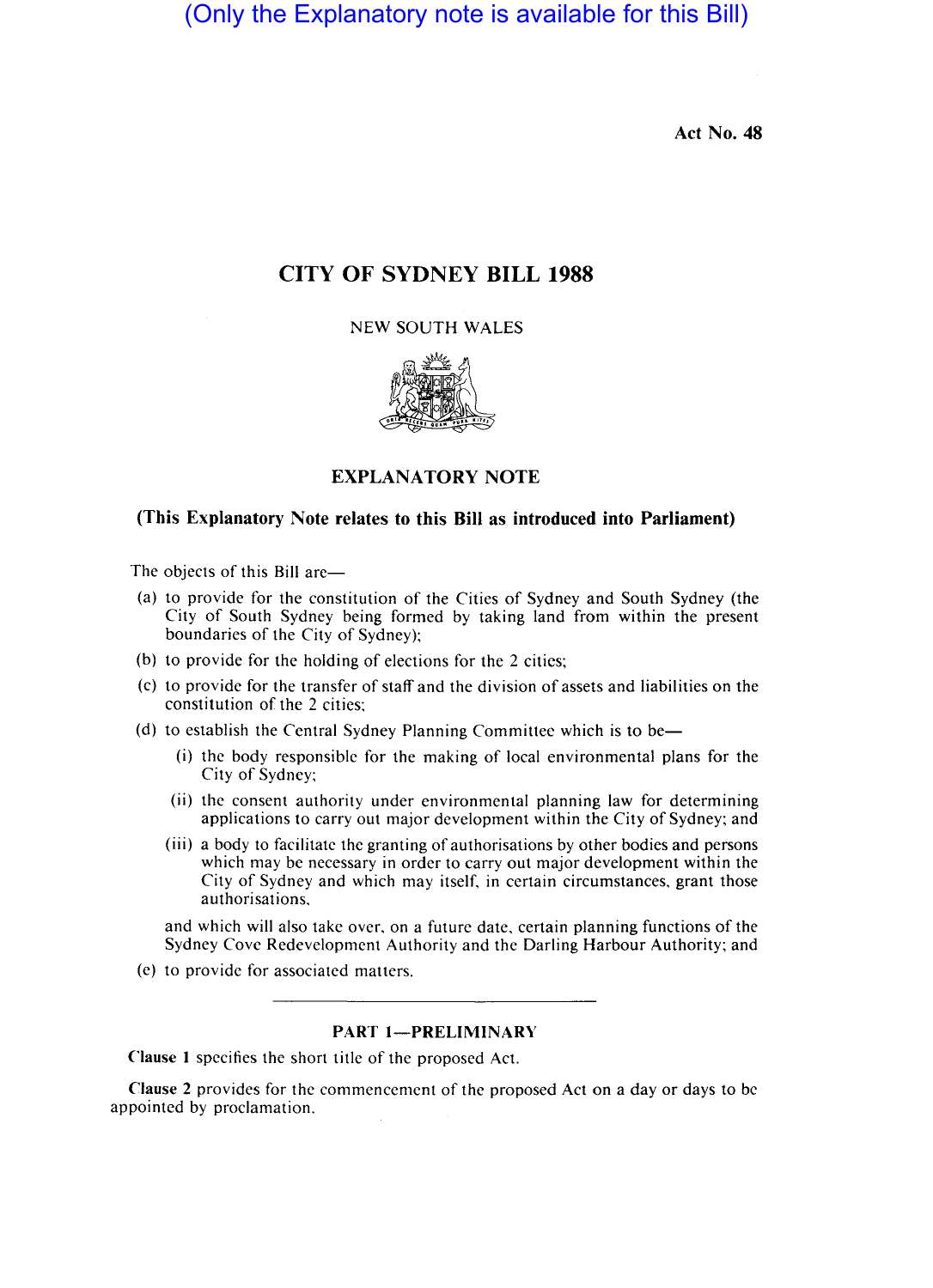(Only the Explanatory note is available for this Bill)

Act No. 48

# CITY OF SYDNEY BILL 1988

NEW SOUTH WALES

## EXPLANATORY NOTE

**(This Explanatory Note relates to this Bill as introduced into Parliament)**

The objects of this Bill are—

(a) to provide for the constitution of the Cities of Sydney and South Sydney (the City of South Sydney being formed by taking land from within the present boundaries of the City of Sydney);

(b) to provide for the holding of elections for the 2 cities;

(c) to provide for the transfer of staff and the division of assets and liabilities on the constitution of the 2 cities;

(d) to establish the Central Sydney Planning Committee which is to be—

 (i) the body responsible for the making of local environmental plans for the City of Sydney;

 (ii) the consent authority under environmental planning law for determining applications to carry out major development within the City of Sydney; and

 (iii) a body to facilitate the granting of authorisations by other bodies and persons which may be necessary in order to carry out major development within the City of Sydney and which may itself, in certain circumstances, grant those authorisations,

 and which will also take over, on a future date, certain planning functions of the Sydney Cove Redevelopment Authority and the Darling Harbour Authority; and

(e) to provide for associated matters.

### PART 1—PRELIMINARY

**Clause 1** specifies the short title of the proposed Act.

**Clause 2** provides for the commencement of the proposed Act on a day or days to be appointed by proclamation.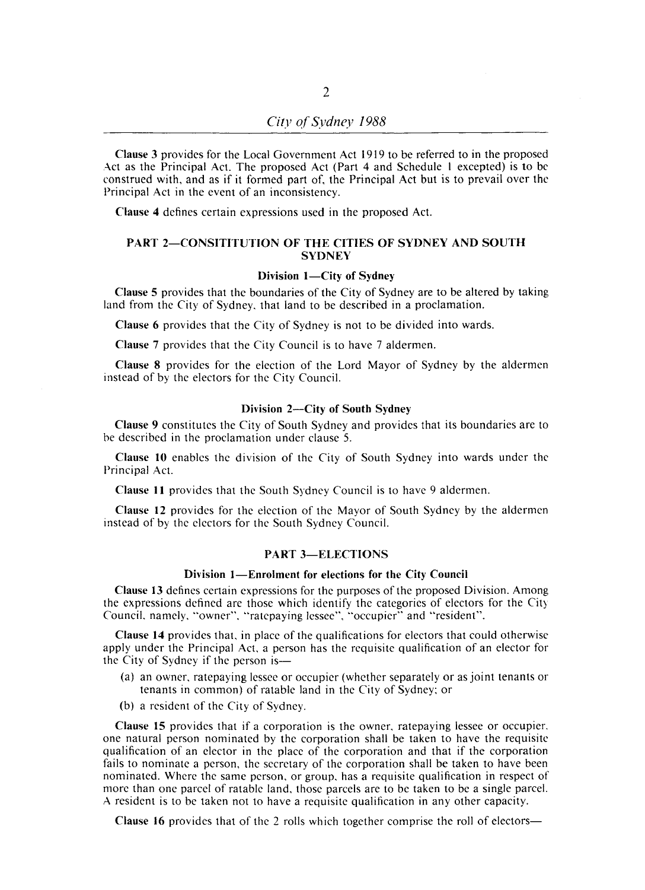**Clause 3** provides for the Local Government Act 1919 to be referred to in the proposed Act as the Principal Act. The proposed Act (Part 4 and Schedule 1 excepted) is to be construed with, and as if it formed part of, the Principal Act but is to prevail over the Principal Act in the event of an inconsistency.

**Clause 4** defines certain expressions used in the proposed Act.

## PART 2—CONSITITUTION OF THE CITIES OF SYDNEY AND SOUTH SYDNEY

### Division 1—City of Sydney

**Clause 5** provides that the boundaries of the City of Sydney are to be altered by taking land from the City of Sydney, that land to be described in a proclamation.

**Clause 6** provides that the City of Sydney is not to be divided into wards.

**Clause 7** provides that the City Council is to have 7 aldermen.

**Clause 8** provides for the election of the Lord Mayor of Sydney by the aldermen instead of by the electors for the City Council.

### Division 2—City of South Sydney

**Clause 9** constitutes the City of South Sydney and provides that its boundaries are to be described in the proclamation under clause 5.

**Clause 10** enables the division of the City of South Sydney into wards under the Principal Act.

**Clause 11** provides that the South Sydney Council is to have 9 aldermen.

**Clause 12** provides for the election of the Mayor of South Sydney by the aldermen instead of by the electors for the South Sydney Council.

## PART 3—ELECTIONS

### Division 1—Enrolment for elections for the City Council

**Clause 13** defines certain expressions for the purposes of the proposed Division. Among the expressions defined are those which identify the categories of electors for the City Council, namely, "owner", "ratepaying lessee", "occupier" and "resident".

**Clause 14** provides that, in place of the qualifications for electors that could otherwise apply under the Principal Act, a person has the requisite qualification of an elector for the City of Sydney if the person is—

- (a) an owner, ratepaying lessee or occupier (whether separately or as joint tenants or tenants in common) of ratable land in the City of Sydney; or
- (b) a resident of the City of Sydney.

**Clause 15** provides that if a corporation is the owner, ratepaying lessee or occupier, one natural person nominated by the corporation shall be taken to have the requisite qualification of an elector in the place of the corporation and that if the corporation fails to nominate a person, the secretary of the corporation shall be taken to have been nominated. Where the same person, or group, has a requisite qualification in respect of more than one parcel of ratable land, those parcels are to be taken to be a single parcel. A resident is to be taken not to have a requisite qualification in any other capacity.

**Clause 16** provides that of the 2 rolls which together comprise the roll of electors—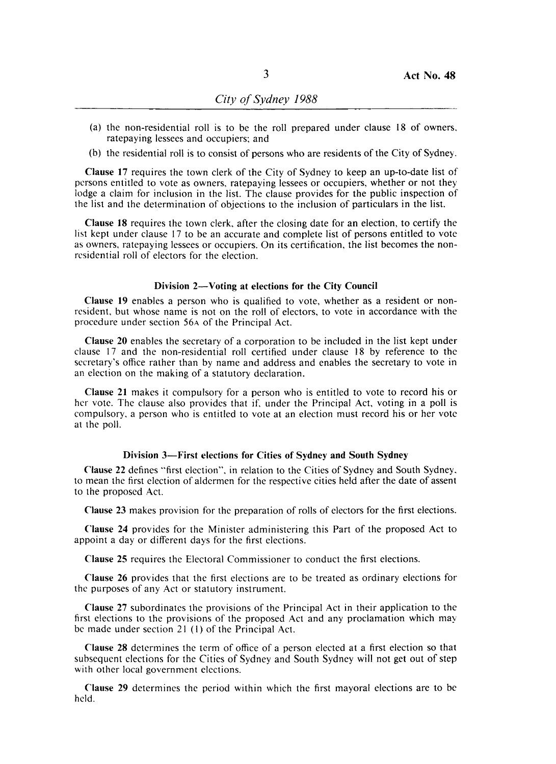(a) the non-residential roll is to be the roll prepared under clause 18 of owners, ratepaying lessees and occupiers; and

(b) the residential roll is to consist of persons who are residents of the City of Sydney.

**Clause 17** requires the town clerk of the City of Sydney to keep an up-to-date list of persons entitled to vote as owners, ratepaying lessees or occupiers, whether or not they lodge a claim for inclusion in the list. The clause provides for the public inspection of the list and the determination of objections to the inclusion of particulars in the list.

**Clause 18** requires the town clerk, after the closing date for an election, to certify the list kept under clause 17 to be an accurate and complete list of persons entitled to vote as owners, ratepaying lessees or occupiers. On its certification, the list becomes the non-residential roll of electors for the election.

#### Division 2—Voting at elections for the City Council

**Clause 19** enables a person who is qualified to vote, whether as a resident or non-resident, but whose name is not on the roll of electors, to vote in accordance with the procedure under section 56A of the Principal Act.

**Clause 20** enables the secretary of a corporation to be included in the list kept under clause 17 and the non-residential roll certified under clause 18 by reference to the secretary's office rather than by name and address and enables the secretary to vote in an election on the making of a statutory declaration.

**Clause 21** makes it compulsory for a person who is entitled to vote to record his or her vote. The clause also provides that if, under the Principal Act, voting in a poll is compulsory, a person who is entitled to vote at an election must record his or her vote at the poll.

#### Division 3—First elections for Cities of Sydney and South Sydney

**Clause 22** defines "first election", in relation to the Cities of Sydney and South Sydney, to mean the first election of aldermen for the respective cities held after the date of assent to the proposed Act.

**Clause 23** makes provision for the preparation of rolls of electors for the first elections.

**Clause 24** provides for the Minister administering this Part of the proposed Act to appoint a day or different days for the first elections.

**Clause 25** requires the Electoral Commissioner to conduct the first elections.

**Clause 26** provides that the first elections are to be treated as ordinary elections for the purposes of any Act or statutory instrument.

**Clause 27** subordinates the provisions of the Principal Act in their application to the first elections to the provisions of the proposed Act and any proclamation which may be made under section 21 (1) of the Principal Act.

**Clause 28** determines the term of office of a person elected at a first election so that subsequent elections for the Cities of Sydney and South Sydney will not get out of step with other local government elections.

**Clause 29** determines the period within which the first mayoral elections are to be held.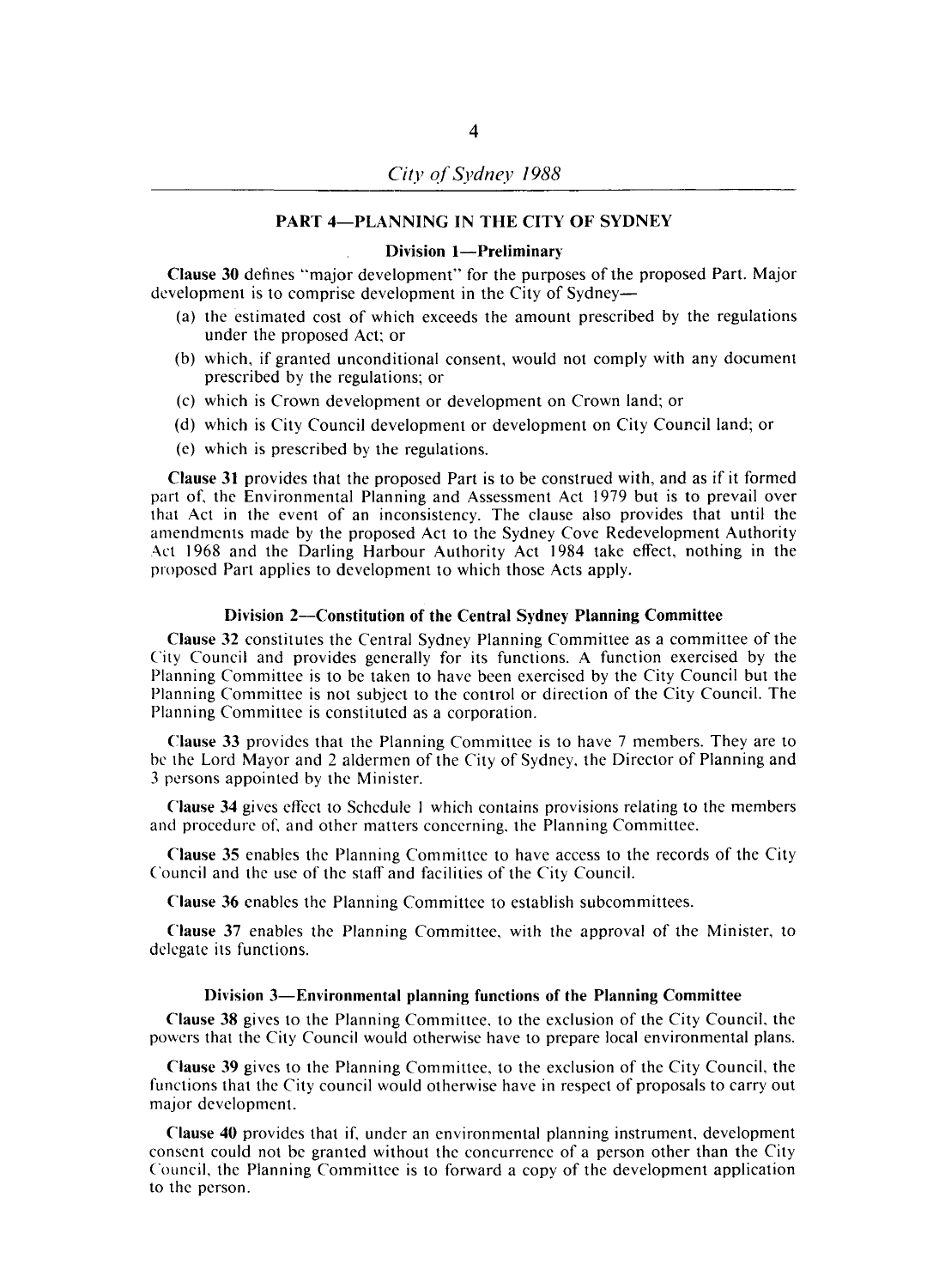## PART 4—PLANNING IN THE CITY OF SYDNEY

### Division 1—Preliminary

**Clause 30** defines "major development" for the purposes of the proposed Part. Major development is to comprise development in the City of Sydney—

(a) the estimated cost of which exceeds the amount prescribed by the regulations under the proposed Act; or

(b) which, if granted unconditional consent, would not comply with any document prescribed by the regulations; or

(c) which is Crown development or development on Crown land; or

(d) which is City Council development or development on City Council land; or

(e) which is prescribed by the regulations.

**Clause 31** provides that the proposed Part is to be construed with, and as if it formed part of, the Environmental Planning and Assessment Act 1979 but is to prevail over that Act in the event of an inconsistency. The clause also provides that until the amendments made by the proposed Act to the Sydney Cove Redevelopment Authority Act 1968 and the Darling Harbour Authority Act 1984 take effect, nothing in the proposed Part applies to development to which those Acts apply.

### Division 2—Constitution of the Central Sydney Planning Committee

**Clause 32** constitutes the Central Sydney Planning Committee as a committee of the City Council and provides generally for its functions. A function exercised by the Planning Committee is to be taken to have been exercised by the City Council but the Planning Committee is not subject to the control or direction of the City Council. The Planning Committee is constituted as a corporation.

**Clause 33** provides that the Planning Committee is to have 7 members. They are to be the Lord Mayor and 2 aldermen of the City of Sydney, the Director of Planning and 3 persons appointed by the Minister.

**Clause 34** gives effect to Schedule 1 which contains provisions relating to the members and procedure of, and other matters concerning, the Planning Committee.

**Clause 35** enables the Planning Committee to have access to the records of the City Council and the use of the staff and facilities of the City Council.

**Clause 36** enables the Planning Committee to establish subcommittees.

**Clause 37** enables the Planning Committee, with the approval of the Minister, to delegate its functions.

### Division 3—Environmental planning functions of the Planning Committee

**Clause 38** gives to the Planning Committee, to the exclusion of the City Council, the powers that the City Council would otherwise have to prepare local environmental plans.

**Clause 39** gives to the Planning Committee, to the exclusion of the City Council, the functions that the City council would otherwise have in respect of proposals to carry out major development.

**Clause 40** provides that if, under an environmental planning instrument, development consent could not be granted without the concurrence of a person other than the City Council, the Planning Committee is to forward a copy of the development application to the person.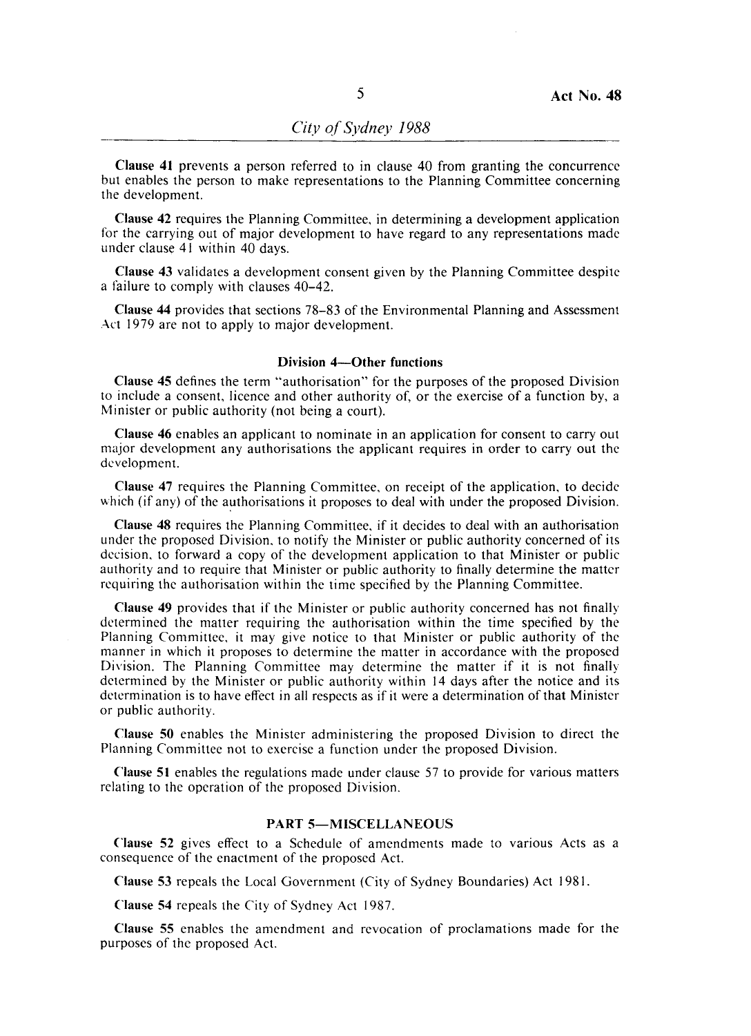**Clause 41** prevents a person referred to in clause 40 from granting the concurrence but enables the person to make representations to the Planning Committee concerning the development.

**Clause 42** requires the Planning Committee, in determining a development application for the carrying out of major development to have regard to any representations made under clause 41 within 40 days.

**Clause 43** validates a development consent given by the Planning Committee despite a failure to comply with clauses 40–42.

**Clause 44** provides that sections 78–83 of the Environmental Planning and Assessment Act 1979 are not to apply to major development.

### Division 4—Other functions

**Clause 45** defines the term "authorisation" for the purposes of the proposed Division to include a consent, licence and other authority of, or the exercise of a function by, a Minister or public authority (not being a court).

**Clause 46** enables an applicant to nominate in an application for consent to carry out major development any authorisations the applicant requires in order to carry out the development.

**Clause 47** requires the Planning Committee, on receipt of the application, to decide which (if any) of the authorisations it proposes to deal with under the proposed Division.

**Clause 48** requires the Planning Committee, if it decides to deal with an authorisation under the proposed Division, to notify the Minister or public authority concerned of its decision, to forward a copy of the development application to that Minister or public authority and to require that Minister or public authority to finally determine the matter requiring the authorisation within the time specified by the Planning Committee.

**Clause 49** provides that if the Minister or public authority concerned has not finally determined the matter requiring the authorisation within the time specified by the Planning Committee, it may give notice to that Minister or public authority of the manner in which it proposes to determine the matter in accordance with the proposed Division. The Planning Committee may determine the matter if it is not finally determined by the Minister or public authority within 14 days after the notice and its determination is to have effect in all respects as if it were a determination of that Minister or public authority.

**Clause 50** enables the Minister administering the proposed Division to direct the Planning Committee not to exercise a function under the proposed Division.

**Clause 51** enables the regulations made under clause 57 to provide for various matters relating to the operation of the proposed Division.

## PART 5—MISCELLANEOUS

**Clause 52** gives effect to a Schedule of amendments made to various Acts as a consequence of the enactment of the proposed Act.

**Clause 53** repeals the Local Government (City of Sydney Boundaries) Act 1981.

**Clause 54** repeals the City of Sydney Act 1987.

**Clause 55** enables the amendment and revocation of proclamations made for the purposes of the proposed Act.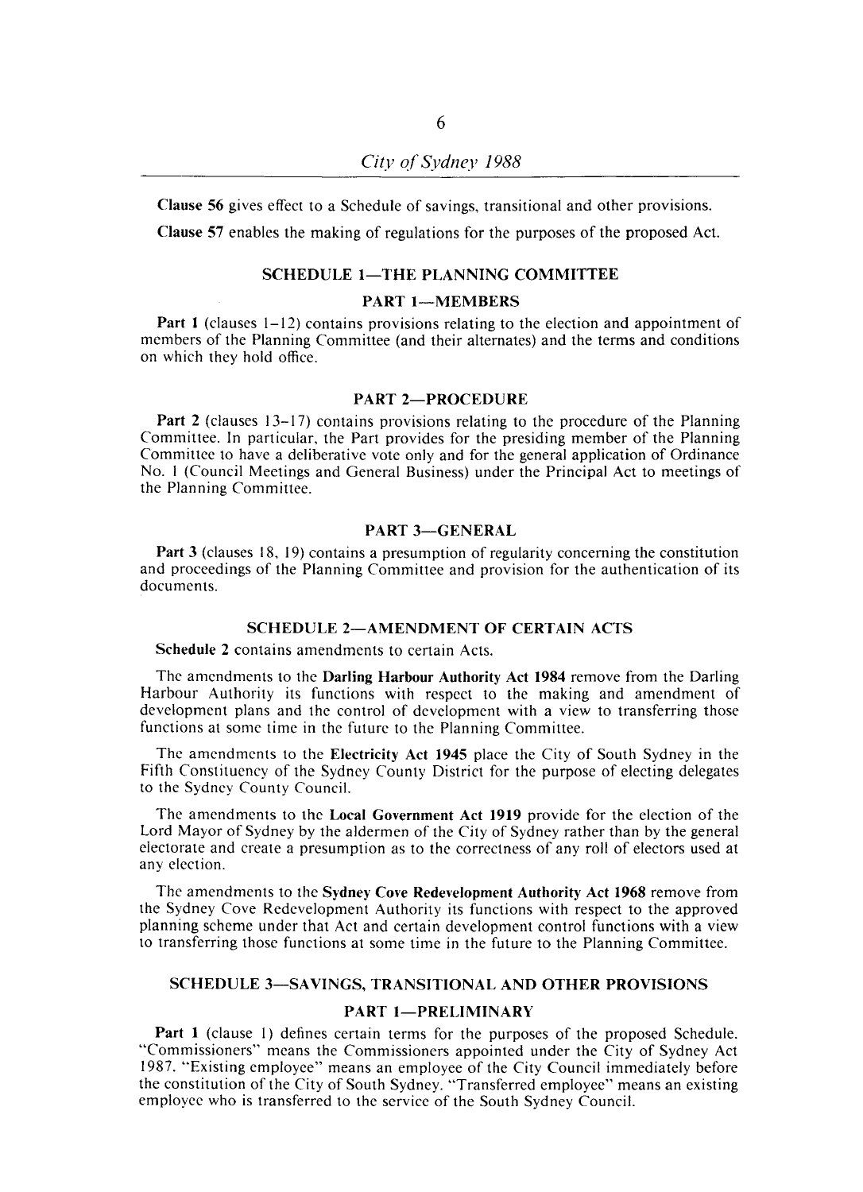**Clause 56** gives effect to a Schedule of savings, transitional and other provisions.

**Clause 57** enables the making of regulations for the purposes of the proposed Act.

## SCHEDULE 1—THE PLANNING COMMITTEE

### PART 1—MEMBERS

**Part 1** (clauses 1–12) contains provisions relating to the election and appointment of members of the Planning Committee (and their alternates) and the terms and conditions on which they hold office.

### PART 2—PROCEDURE

**Part 2** (clauses 13–17) contains provisions relating to the procedure of the Planning Committee. In particular, the Part provides for the presiding member of the Planning Committee to have a deliberative vote only and for the general application of Ordinance No. 1 (Council Meetings and General Business) under the Principal Act to meetings of the Planning Committee.

### PART 3—GENERAL

**Part 3** (clauses 18, 19) contains a presumption of regularity concerning the constitution and proceedings of the Planning Committee and provision for the authentication of its documents.

## SCHEDULE 2—AMENDMENT OF CERTAIN ACTS

**Schedule 2** contains amendments to certain Acts.

The amendments to the **Darling Harbour Authority Act 1984** remove from the Darling Harbour Authority its functions with respect to the making and amendment of development plans and the control of development with a view to transferring those functions at some time in the future to the Planning Committee.

The amendments to the **Electricity Act 1945** place the City of South Sydney in the Fifth Constituency of the Sydney County District for the purpose of electing delegates to the Sydney County Council.

The amendments to the **Local Government Act 1919** provide for the election of the Lord Mayor of Sydney by the aldermen of the City of Sydney rather than by the general electorate and create a presumption as to the correctness of any roll of electors used at any election.

The amendments to the **Sydney Cove Redevelopment Authority Act 1968** remove from the Sydney Cove Redevelopment Authority its functions with respect to the approved planning scheme under that Act and certain development control functions with a view to transferring those functions at some time in the future to the Planning Committee.

## SCHEDULE 3—SAVINGS, TRANSITIONAL AND OTHER PROVISIONS

### PART 1—PRELIMINARY

**Part 1** (clause 1) defines certain terms for the purposes of the proposed Schedule. "Commissioners" means the Commissioners appointed under the City of Sydney Act 1987. "Existing employee" means an employee of the City Council immediately before the constitution of the City of South Sydney. "Transferred employee" means an existing employee who is transferred to the service of the South Sydney Council.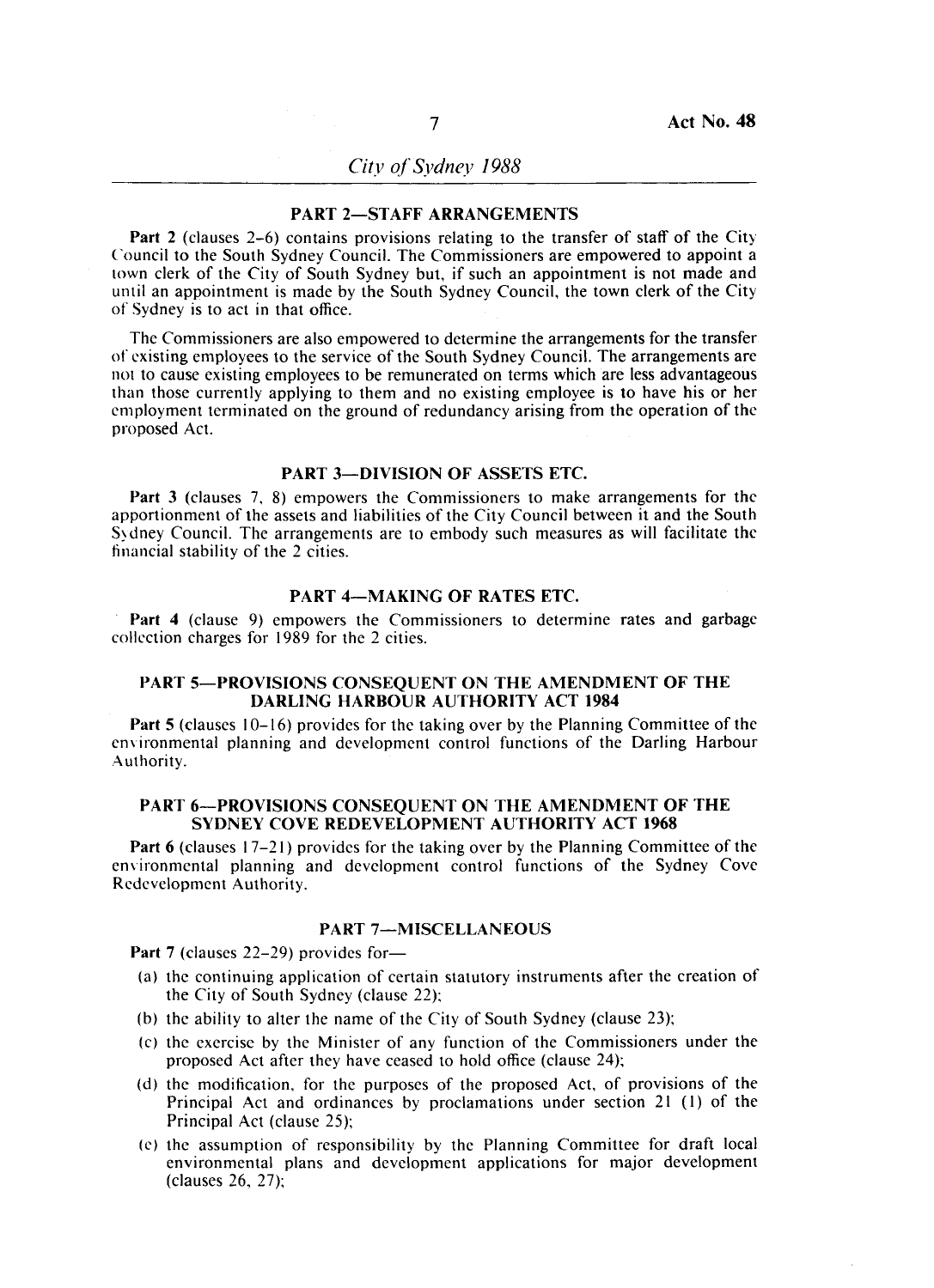## PART 2—STAFF ARRANGEMENTS

**Part 2** (clauses 2–6) contains provisions relating to the transfer of staff of the City Council to the South Sydney Council. The Commissioners are empowered to appoint a town clerk of the City of South Sydney but, if such an appointment is not made and until an appointment is made by the South Sydney Council, the town clerk of the City of Sydney is to act in that office.

The Commissioners are also empowered to determine the arrangements for the transfer of existing employees to the service of the South Sydney Council. The arrangements are not to cause existing employees to be remunerated on terms which are less advantageous than those currently applying to them and no existing employee is to have his or her employment terminated on the ground of redundancy arising from the operation of the proposed Act.

## PART 3—DIVISION OF ASSETS ETC.

**Part 3** (clauses 7, 8) empowers the Commissioners to make arrangements for the apportionment of the assets and liabilities of the City Council between it and the South Sydney Council. The arrangements are to embody such measures as will facilitate the financial stability of the 2 cities.

## PART 4—MAKING OF RATES ETC.

**Part 4** (clause 9) empowers the Commissioners to determine rates and garbage collection charges for 1989 for the 2 cities.

## PART 5—PROVISIONS CONSEQUENT ON THE AMENDMENT OF THE DARLING HARBOUR AUTHORITY ACT 1984

**Part 5** (clauses 10–16) provides for the taking over by the Planning Committee of the environmental planning and development control functions of the Darling Harbour Authority.

## PART 6—PROVISIONS CONSEQUENT ON THE AMENDMENT OF THE SYDNEY COVE REDEVELOPMENT AUTHORITY ACT 1968

**Part 6** (clauses 17–21) provides for the taking over by the Planning Committee of the environmental planning and development control functions of the Sydney Cove Redevelopment Authority.

## PART 7—MISCELLANEOUS

**Part 7** (clauses 22–29) provides for—

(a) the continuing application of certain statutory instruments after the creation of the City of South Sydney (clause 22);

(b) the ability to alter the name of the City of South Sydney (clause 23);

(c) the exercise by the Minister of any function of the Commissioners under the proposed Act after they have ceased to hold office (clause 24);

(d) the modification, for the purposes of the proposed Act, of provisions of the Principal Act and ordinances by proclamations under section 21 (1) of the Principal Act (clause 25);

(e) the assumption of responsibility by the Planning Committee for draft local environmental plans and development applications for major development (clauses 26, 27);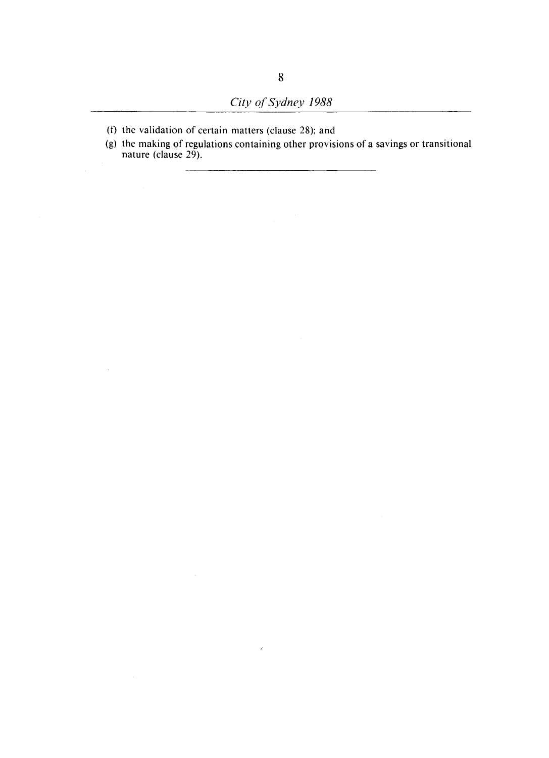(f) the validation of certain matters (clause 28); and

(g) the making of regulations containing other provisions of a savings or transitional nature (clause 29).